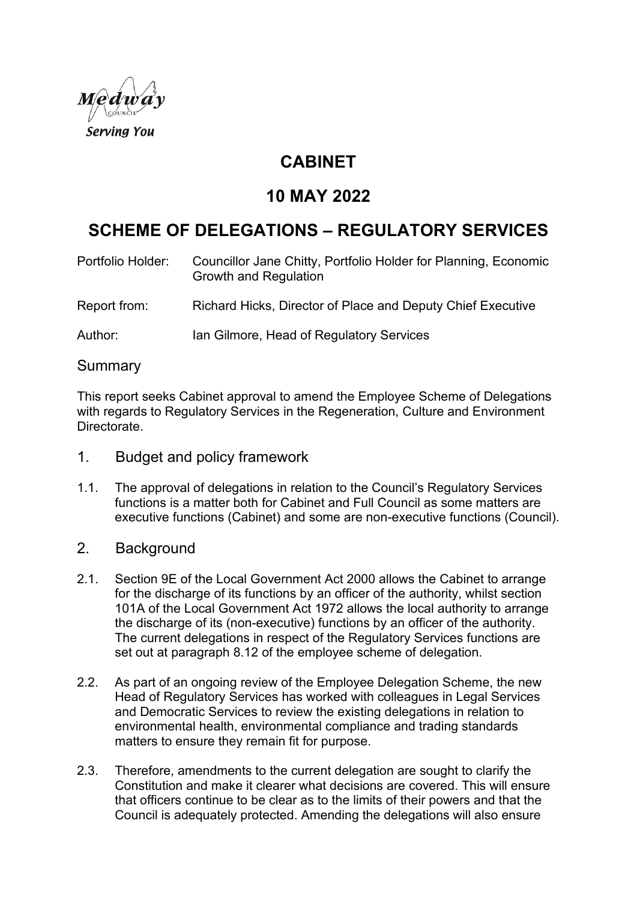# CABINET

## 10 MAY 2022

## SCHEME OF DELEGATIONS – REGULATORY SERVICES

Portfolio Holder: Councillor Jane Chitty, Portfolio Holder for Planning, Economic Growth and Regulation

Report from: Richard Hicks, Director of Place and Deputy Chief Executive

Author: Ian Gilmore, Head of Regulatory Services

### Summary

This report seeks Cabinet approval to amend the Employee Scheme of Delegations with regards to Regulatory Services in the Regeneration, Culture and Environment Directorate.

### 1. Budget and policy framework

1.1. The approval of delegations in relation to the Council's Regulatory Services functions is a matter both for Cabinet and Full Council as some matters are executive functions (Cabinet) and some are non-executive functions (Council).

### 2. Background

2.1. Section 9E of the Local Government Act 2000 allows the Cabinet to arrange for the discharge of its functions by an officer of the authority, whilst section 101A of the Local Government Act 1972 allows the local authority to arrange the discharge of its (non-executive) functions by an officer of the authority. The current delegations in respect of the Regulatory Services functions are set out at paragraph 8.12 of the employee scheme of delegation.

2.2. As part of an ongoing review of the Employee Delegation Scheme, the new Head of Regulatory Services has worked with colleagues in Legal Services and Democratic Services to review the existing delegations in relation to environmental health, environmental compliance and trading standards matters to ensure they remain fit for purpose.

2.3. Therefore, amendments to the current delegation are sought to clarify the Constitution and make it clearer what decisions are covered. This will ensure that officers continue to be clear as to the limits of their powers and that the Council is adequately protected. Amending the delegations will also ensure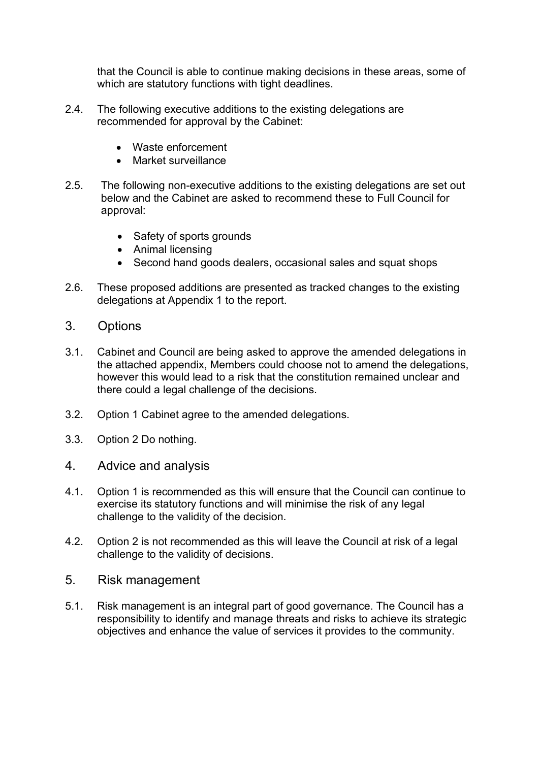that the Council is able to continue making decisions in these areas, some of which are statutory functions with tight deadlines.

2.4. The following executive additions to the existing delegations are recommended for approval by the Cabinet:

- Waste enforcement
- Market surveillance

2.5. The following non-executive additions to the existing delegations are set out below and the Cabinet are asked to recommend these to Full Council for approval:

- Safety of sports grounds
- Animal licensing
- Second hand goods dealers, occasional sales and squat shops

2.6. These proposed additions are presented as tracked changes to the existing delegations at Appendix 1 to the report.

## 3. Options

3.1. Cabinet and Council are being asked to approve the amended delegations in the attached appendix, Members could choose not to amend the delegations, however this would lead to a risk that the constitution remained unclear and there could a legal challenge of the decisions.

3.2. Option 1 Cabinet agree to the amended delegations.

3.3. Option 2 Do nothing.

## 4. Advice and analysis

4.1. Option 1 is recommended as this will ensure that the Council can continue to exercise its statutory functions and will minimise the risk of any legal challenge to the validity of the decision.

4.2. Option 2 is not recommended as this will leave the Council at risk of a legal challenge to the validity of decisions.

## 5. Risk management

5.1. Risk management is an integral part of good governance. The Council has a responsibility to identify and manage threats and risks to achieve its strategic objectives and enhance the value of services it provides to the community.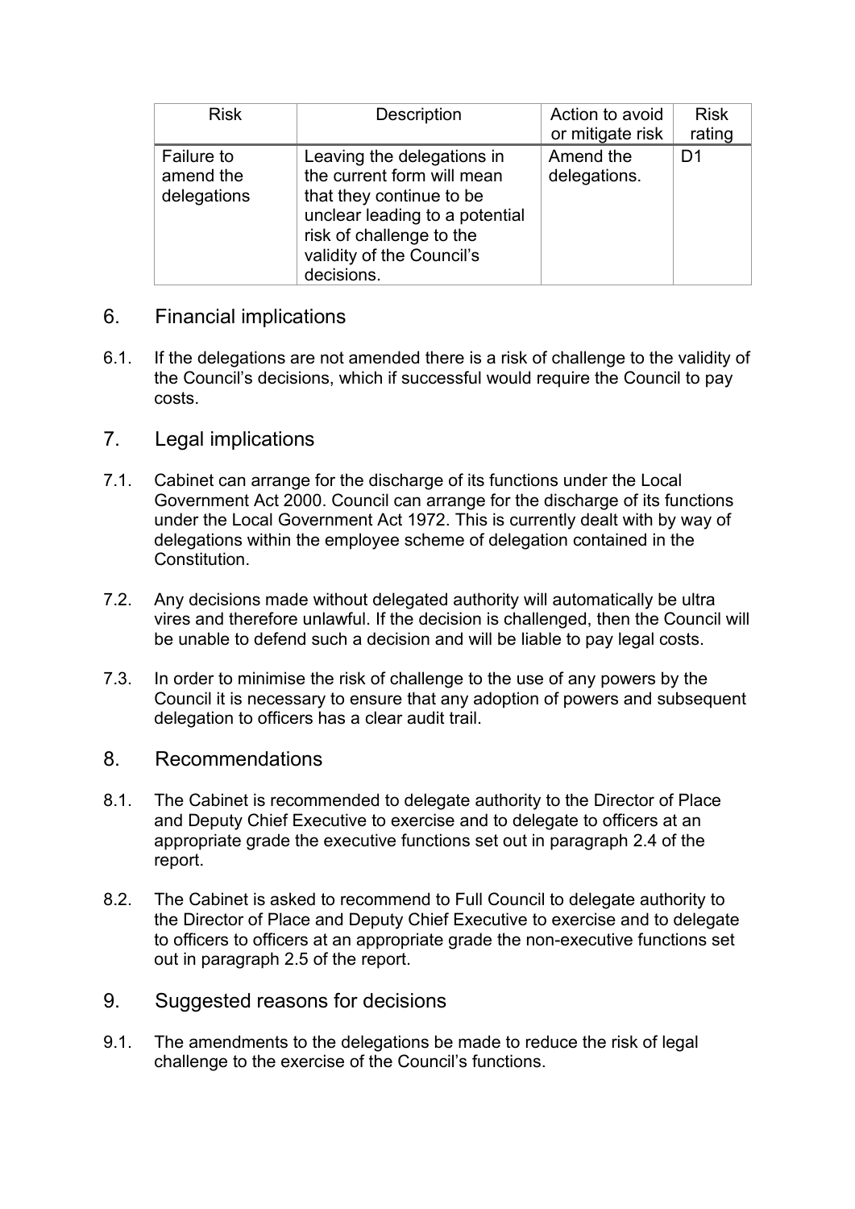| Risk | Description | Action to avoid or mitigate risk | Risk rating |
|---|---|---|---|
| Failure to amend the delegations | Leaving the delegations in the current form will mean that they continue to be unclear leading to a potential risk of challenge to the validity of the Council's decisions. | Amend the delegations. | D1 |

## 6. Financial implications

6.1. If the delegations are not amended there is a risk of challenge to the validity of the Council's decisions, which if successful would require the Council to pay costs.

## 7. Legal implications

7.1. Cabinet can arrange for the discharge of its functions under the Local Government Act 2000. Council can arrange for the discharge of its functions under the Local Government Act 1972. This is currently dealt with by way of delegations within the employee scheme of delegation contained in the Constitution.

7.2. Any decisions made without delegated authority will automatically be ultra vires and therefore unlawful. If the decision is challenged, then the Council will be unable to defend such a decision and will be liable to pay legal costs.

7.3. In order to minimise the risk of challenge to the use of any powers by the Council it is necessary to ensure that any adoption of powers and subsequent delegation to officers has a clear audit trail.

## 8. Recommendations

8.1. The Cabinet is recommended to delegate authority to the Director of Place and Deputy Chief Executive to exercise and to delegate to officers at an appropriate grade the executive functions set out in paragraph 2.4 of the report.

8.2. The Cabinet is asked to recommend to Full Council to delegate authority to the Director of Place and Deputy Chief Executive to exercise and to delegate to officers to officers at an appropriate grade the non-executive functions set out in paragraph 2.5 of the report.

## 9. Suggested reasons for decisions

9.1. The amendments to the delegations be made to reduce the risk of legal challenge to the exercise of the Council's functions.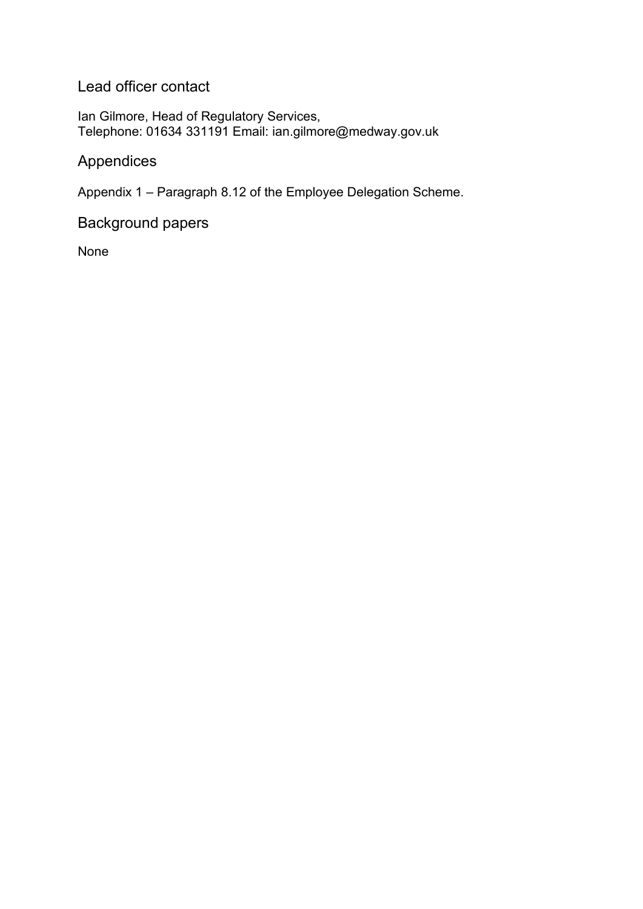## Lead officer contact

Ian Gilmore, Head of Regulatory Services,
Telephone: 01634 331191 Email: ian.gilmore@medway.gov.uk

## Appendices

Appendix 1 – Paragraph 8.12 of the Employee Delegation Scheme.

## Background papers

None